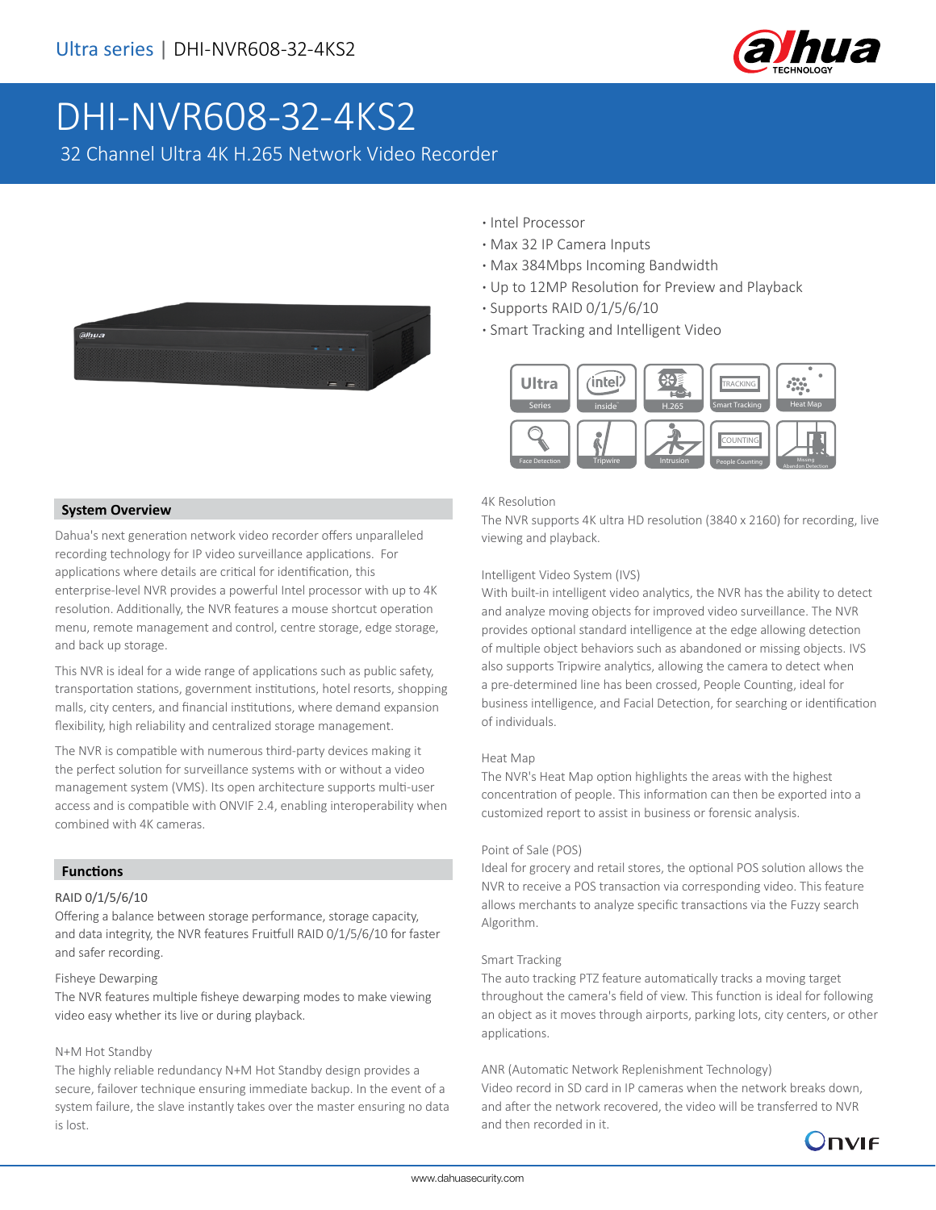Ultra series | DHI-NVR608-32-4KS2

# DHI-NVR608-32-4KS2

32 Channel Ultra 4K H.265 Network Video Recorder

- Intel Processor
- Max 32 IP Camera Inputs
- Max 384Mbps Incoming Bandwidth
- Up to 12MP Resolution for Preview and Playback
- Supports RAID 0/1/5/6/10
- Smart Tracking and Intelligent Video

## System Overview

Dahua's next generation network video recorder offers unparalleled recording technology for IP video surveillance applications. For applications where details are critical for identification, this enterprise-level NVR provides a powerful Intel processor with up to 4K resolution. Additionally, the NVR features a mouse shortcut operation menu, remote management and control, centre storage, edge storage, and back up storage.

This NVR is ideal for a wide range of applications such as public safety, transportation stations, government institutions, hotel resorts, shopping malls, city centers, and financial institutions, where demand expansion flexibility, high reliability and centralized storage management.

The NVR is compatible with numerous third-party devices making it the perfect solution for surveillance systems with or without a video management system (VMS). Its open architecture supports multi-user access and is compatible with ONVIF 2.4, enabling interoperability when combined with 4K cameras.

## Functions

RAID 0/1/5/6/10

Offering a balance between storage performance, storage capacity, and data integrity, the NVR features Fruitfull RAID 0/1/5/6/10 for faster and safer recording.

Fisheye Dewarping

The NVR features multiple fisheye dewarping modes to make viewing video easy whether its live or during playback.

N+M Hot Standby

The highly reliable redundancy N+M Hot Standby design provides a secure, failover technique ensuring immediate backup. In the event of a system failure, the slave instantly takes over the master ensuring no data is lost.

4K Resolution

The NVR supports 4K ultra HD resolution (3840 x 2160) for recording, live viewing and playback.

Intelligent Video System (IVS)

With built-in intelligent video analytics, the NVR has the ability to detect and analyze moving objects for improved video surveillance. The NVR provides optional standard intelligence at the edge allowing detection of multiple object behaviors such as abandoned or missing objects. IVS also supports Tripwire analytics, allowing the camera to detect when a pre-determined line has been crossed, People Counting, ideal for business intelligence, and Facial Detection, for searching or identification of individuals.

Heat Map

The NVR's Heat Map option highlights the areas with the highest concentration of people. This information can then be exported into a customized report to assist in business or forensic analysis.

Point of Sale (POS)

Ideal for grocery and retail stores, the optional POS solution allows the NVR to receive a POS transaction via corresponding video. This feature allows merchants to analyze specific transactions via the Fuzzy search Algorithm.

Smart Tracking

The auto tracking PTZ feature automatically tracks a moving target throughout the camera's field of view. This function is ideal for following an object as it moves through airports, parking lots, city centers, or other applications.

ANR (Automatic Network Replenishment Technology)

Video record in SD card in IP cameras when the network breaks down, and after the network recovered, the video will be transferred to NVR and then recorded in it.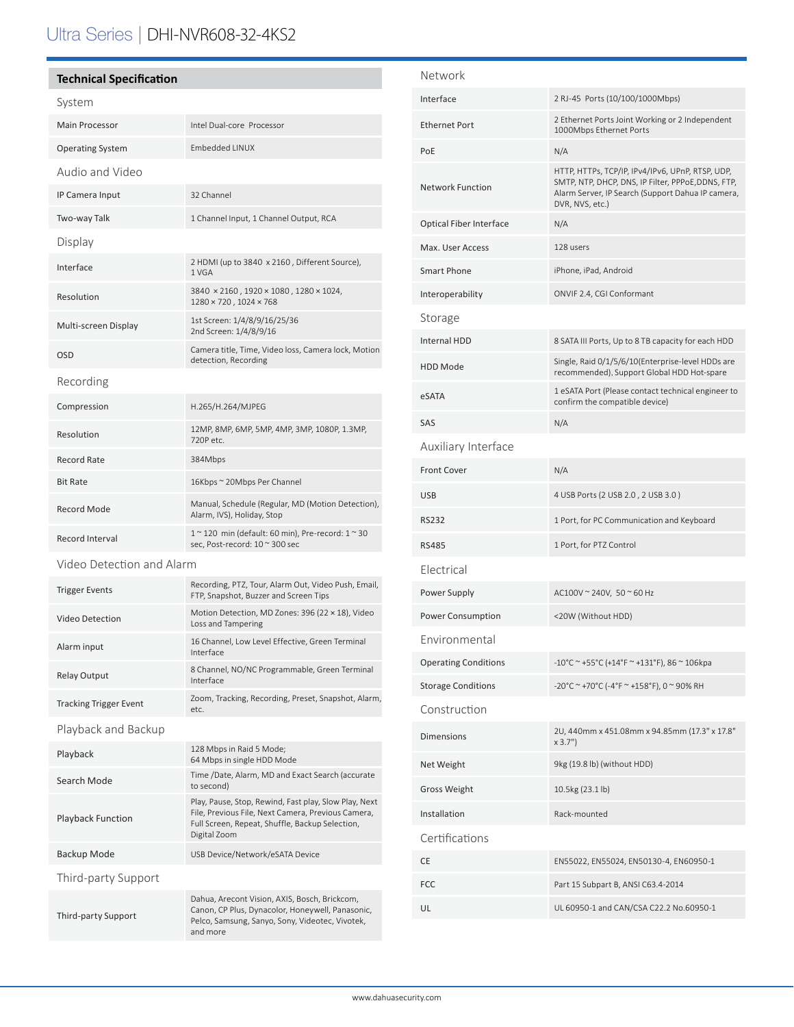# Ultra Series | DHI-NVR608-32-4KS2

## Technical Specification

### System

| | |
|---|---|
| Main Processor | Intel Dual-core Processor |
| Operating System | Embedded LINUX |

### Audio and Video

| | |
|---|---|
| IP Camera Input | 32 Channel |
| Two-way Talk | 1 Channel Input, 1 Channel Output, RCA |

### Display

| | |
|---|---|
| Interface | 2 HDMI (up to 3840 x 2160, Different Source), 1 VGA |
| Resolution | 3840 × 2160, 1920 × 1080, 1280 × 1024, 1280 × 720, 1024 × 768 |
| Multi-screen Display | 1st Screen: 1/4/8/9/16/25/36<br>2nd Screen: 1/4/8/9/16 |
| OSD | Camera title, Time, Video loss, Camera lock, Motion detection, Recording |

### Recording

| | |
|---|---|
| Compression | H.265/H.264/MJPEG |
| Resolution | 12MP, 8MP, 6MP, 5MP, 4MP, 3MP, 1080P, 1.3MP, 720P etc. |
| Record Rate | 384Mbps |
| Bit Rate | 16Kbps ~ 20Mbps Per Channel |
| Record Mode | Manual, Schedule (Regular, MD (Motion Detection), Alarm, IVS), Holiday, Stop |
| Record Interval | 1 ~ 120 min (default: 60 min), Pre-record: 1 ~ 30 sec, Post-record: 10 ~ 300 sec |

### Video Detection and Alarm

| | |
|---|---|
| Trigger Events | Recording, PTZ, Tour, Alarm Out, Video Push, Email, FTP, Snapshot, Buzzer and Screen Tips |
| Video Detection | Motion Detection, MD Zones: 396 (22 × 18), Video Loss and Tampering |
| Alarm input | 16 Channel, Low Level Effective, Green Terminal Interface |
| Relay Output | 8 Channel, NO/NC Programmable, Green Terminal Interface |
| Tracking Trigger Event | Zoom, Tracking, Recording, Preset, Snapshot, Alarm, etc. |

### Playback and Backup

| | |
|---|---|
| Playback | 128 Mbps in Raid 5 Mode;<br>64 Mbps in single HDD Mode |
| Search Mode | Time /Date, Alarm, MD and Exact Search (accurate to second) |
| Playback Function | Play, Pause, Stop, Rewind, Fast play, Slow Play, Next File, Previous File, Next Camera, Previous Camera, Full Screen, Repeat, Shuffle, Backup Selection, Digital Zoom |
| Backup Mode | USB Device/Network/eSATA Device |

### Third-party Support

| | |
|---|---|
| Third-party Support | Dahua, Arecont Vision, AXIS, Bosch, Brickcom, Canon, CP Plus, Dynacolor, Honeywell, Panasonic, Pelco, Samsung, Sanyo, Sony, Videotec, Vivotek, and more |

### Network

| | |
|---|---|
| Interface | 2 RJ-45 Ports (10/100/1000Mbps) |
| Ethernet Port | 2 Ethernet Ports Joint Working or 2 Independent 1000Mbps Ethernet Ports |
| PoE | N/A |
| Network Function | HTTP, HTTPs, TCP/IP, IPv4/IPv6, UPnP, RTSP, UDP, SMTP, NTP, DHCP, DNS, IP Filter, PPPoE,DDNS, FTP, Alarm Server, IP Search (Support Dahua IP camera, DVR, NVS, etc.) |
| Optical Fiber Interface | N/A |
| Max. User Access | 128 users |
| Smart Phone | iPhone, iPad, Android |
| Interoperability | ONVIF 2.4, CGI Conformant |

### Storage

| | |
|---|---|
| Internal HDD | 8 SATA III Ports, Up to 8 TB capacity for each HDD |
| HDD Mode | Single, Raid 0/1/5/6/10(Enterprise-level HDDs are recommended), Support Global HDD Hot-spare |
| eSATA | 1 eSATA Port (Please contact technical engineer to confirm the compatible device) |
| SAS | N/A |

### Auxiliary Interface

| | |
|---|---|
| Front Cover | N/A |
| USB | 4 USB Ports (2 USB 2.0 , 2 USB 3.0 ) |
| RS232 | 1 Port, for PC Communication and Keyboard |
| RS485 | 1 Port, for PTZ Control |

### Electrical

| | |
|---|---|
| Power Supply | AC100V ~ 240V, 50 ~ 60 Hz |
| Power Consumption | <20W (Without HDD) |

### Environmental

| | |
|---|---|
| Operating Conditions | -10°C ~ +55°C (+14°F ~ +131°F), 86 ~ 106kpa |
| Storage Conditions | -20°C ~ +70°C (-4°F ~ +158°F), 0 ~ 90% RH |

### Construction

| | |
|---|---|
| Dimensions | 2U, 440mm x 451.08mm x 94.85mm (17.3" x 17.8" x 3.7") |
| Net Weight | 9kg (19.8 lb) (without HDD) |
| Gross Weight | 10.5kg (23.1 lb) |
| Installation | Rack-mounted |

### Certifications

| | |
|---|---|
| CE | EN55022, EN55024, EN50130-4, EN60950-1 |
| FCC | Part 15 Subpart B, ANSI C63.4-2014 |
| UL | UL 60950-1 and CAN/CSA C22.2 No.60950-1 |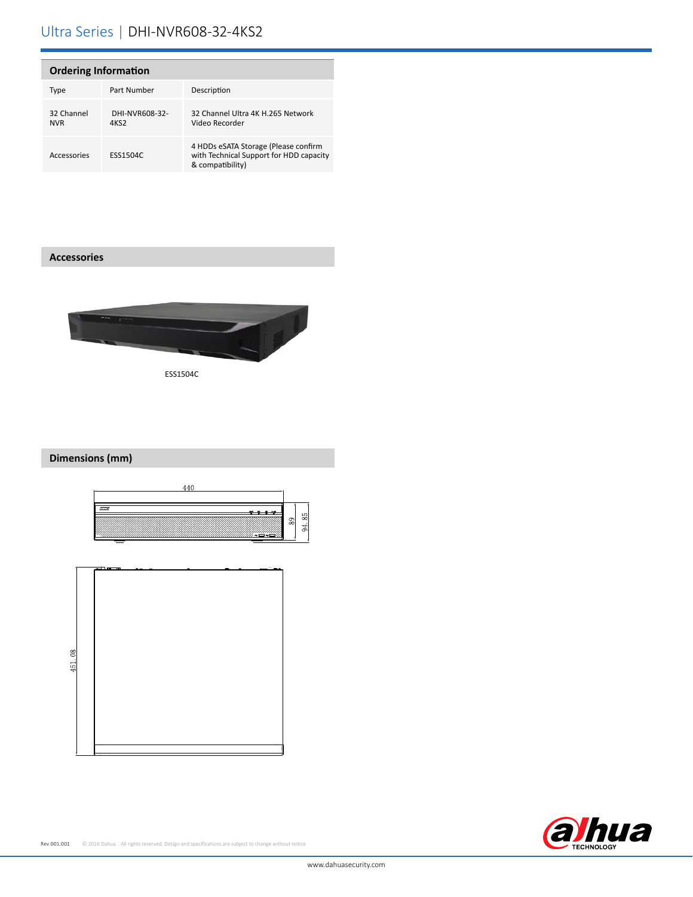## Ordering Information

| Type | Part Number | Description |
|---|---|---|
| 32 Channel NVR | DHI-NVR608-32-4KS2 | 32 Channel Ultra 4K H.265 Network Video Recorder |
| Accessories | ESS1504C | 4 HDDs eSATA Storage (Please confirm with Technical Support for HDD capacity & compatibility) |

## Accessories

ESS1504C

## Dimensions (mm)

440

89

94.85

451.08

Rev 001.001 © 2016 Dahua . All rights reserved. Design and specifications are subject to change without notice

www.dahuasecurity.com